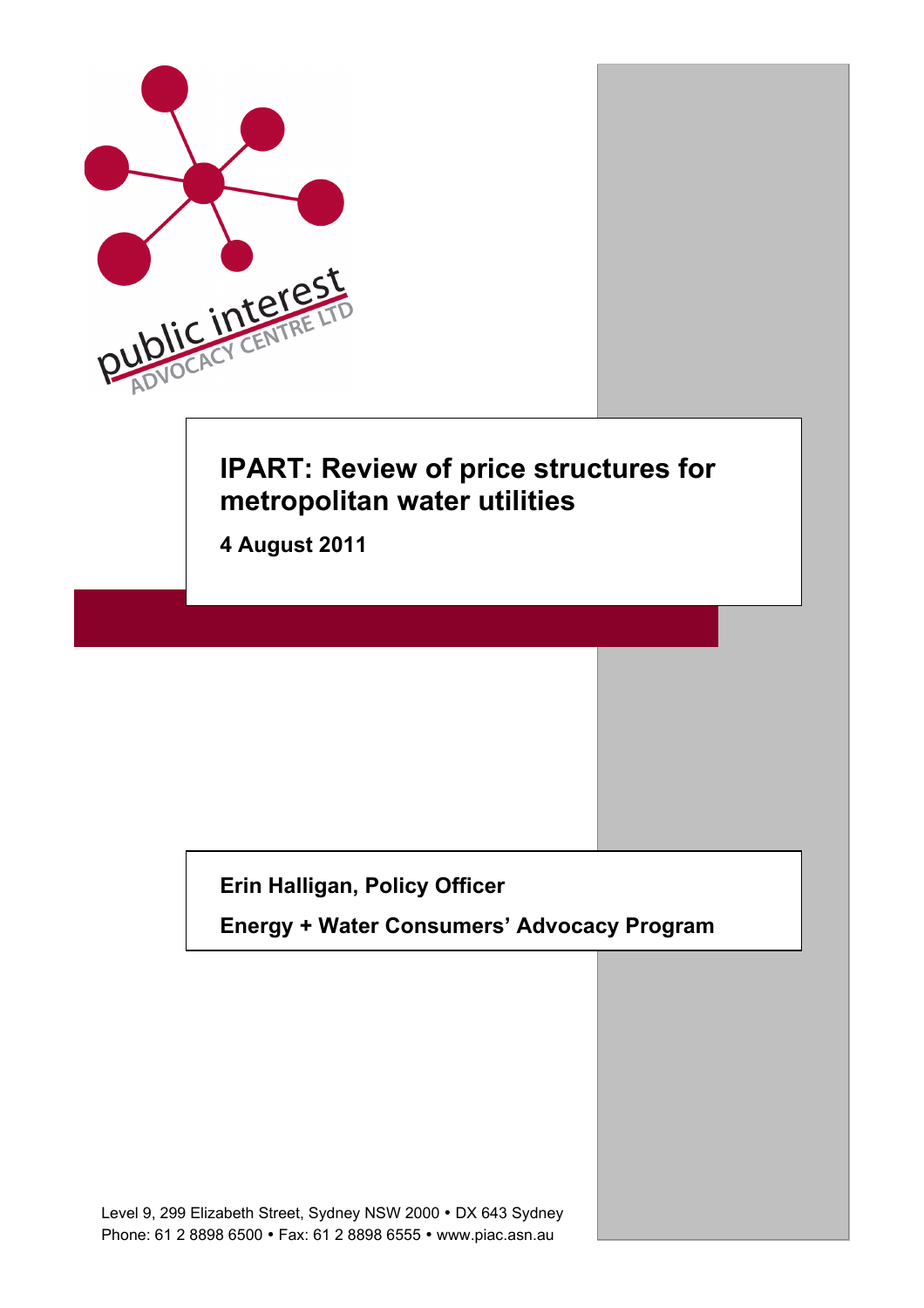public interest
ADVOCACY CENTRE LTD

# IPART: Review of price structures for metropolitan water utilities

**4 August 2011**

**Erin Halligan, Policy Officer**

**Energy + Water Consumers' Advocacy Program**

Level 9, 299 Elizabeth Street, Sydney NSW 2000 • DX 643 Sydney
Phone: 61 2 8898 6500 • Fax: 61 2 8898 6555 • www.piac.asn.au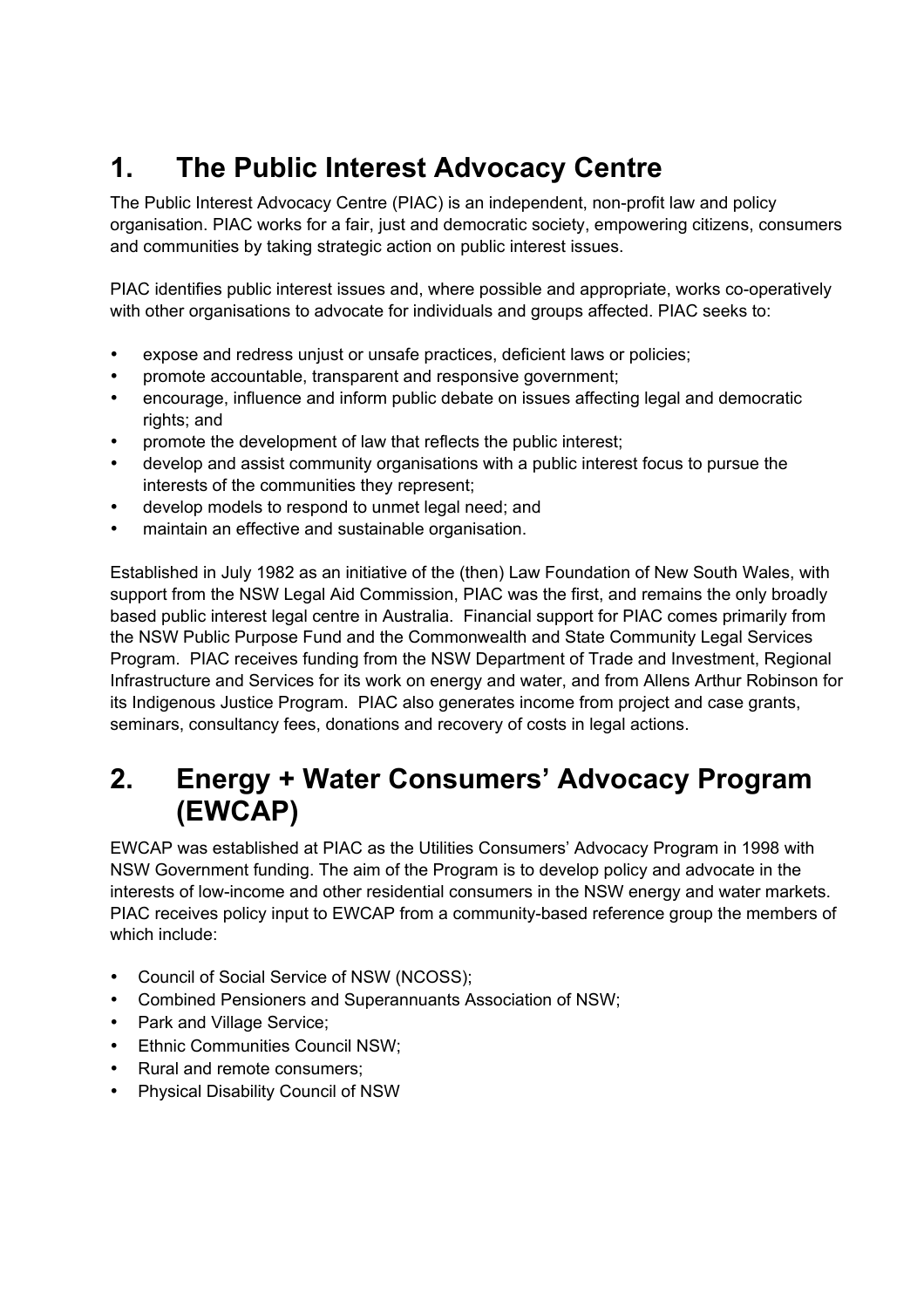# 1. The Public Interest Advocacy Centre

The Public Interest Advocacy Centre (PIAC) is an independent, non-profit law and policy organisation. PIAC works for a fair, just and democratic society, empowering citizens, consumers and communities by taking strategic action on public interest issues.

PIAC identifies public interest issues and, where possible and appropriate, works co-operatively with other organisations to advocate for individuals and groups affected. PIAC seeks to:

- expose and redress unjust or unsafe practices, deficient laws or policies;
- promote accountable, transparent and responsive government;
- encourage, influence and inform public debate on issues affecting legal and democratic rights; and
- promote the development of law that reflects the public interest;
- develop and assist community organisations with a public interest focus to pursue the interests of the communities they represent;
- develop models to respond to unmet legal need; and
- maintain an effective and sustainable organisation.

Established in July 1982 as an initiative of the (then) Law Foundation of New South Wales, with support from the NSW Legal Aid Commission, PIAC was the first, and remains the only broadly based public interest legal centre in Australia. Financial support for PIAC comes primarily from the NSW Public Purpose Fund and the Commonwealth and State Community Legal Services Program. PIAC receives funding from the NSW Department of Trade and Investment, Regional Infrastructure and Services for its work on energy and water, and from Allens Arthur Robinson for its Indigenous Justice Program. PIAC also generates income from project and case grants, seminars, consultancy fees, donations and recovery of costs in legal actions.

# 2. Energy + Water Consumers' Advocacy Program (EWCAP)

EWCAP was established at PIAC as the Utilities Consumers' Advocacy Program in 1998 with NSW Government funding. The aim of the Program is to develop policy and advocate in the interests of low-income and other residential consumers in the NSW energy and water markets. PIAC receives policy input to EWCAP from a community-based reference group the members of which include:

- Council of Social Service of NSW (NCOSS);
- Combined Pensioners and Superannuants Association of NSW;
- Park and Village Service;
- Ethnic Communities Council NSW;
- Rural and remote consumers;
- Physical Disability Council of NSW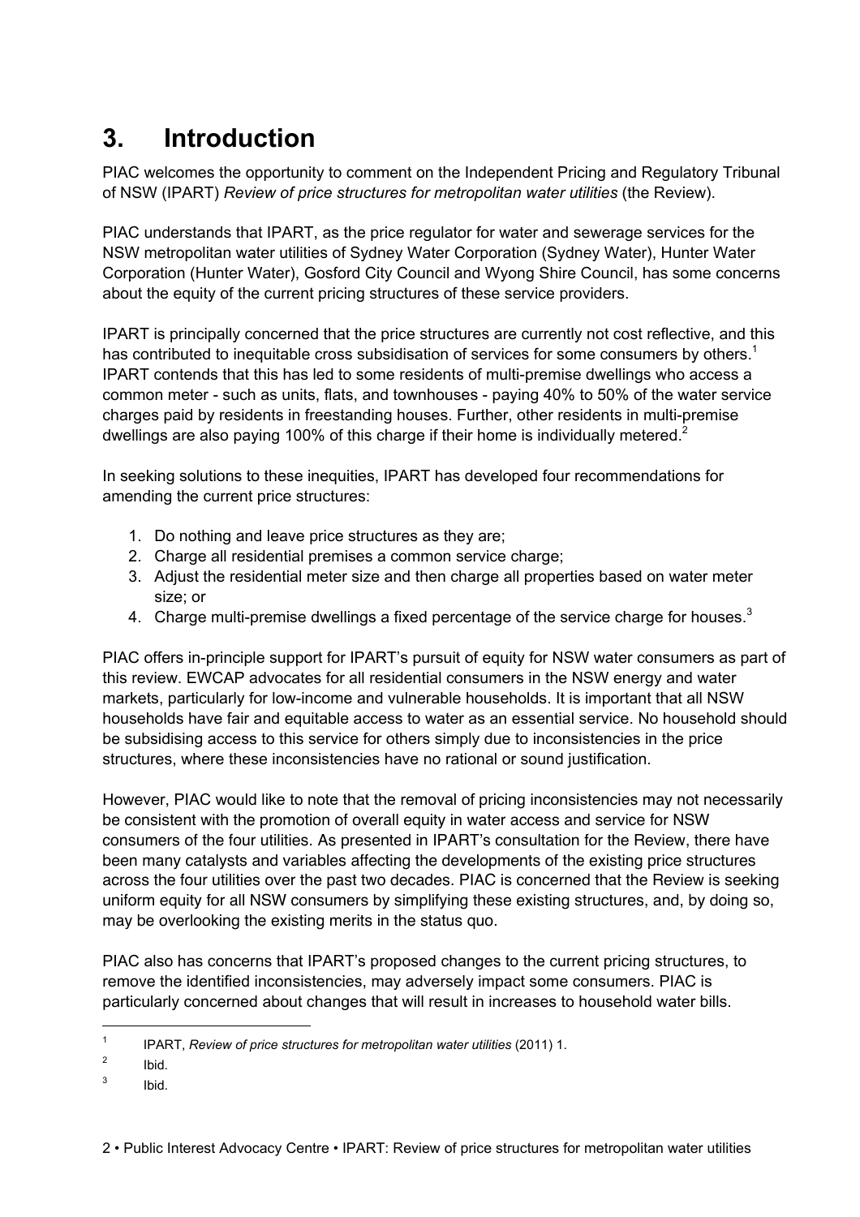# 3. Introduction

PIAC welcomes the opportunity to comment on the Independent Pricing and Regulatory Tribunal of NSW (IPART) *Review of price structures for metropolitan water utilities* (the Review).

PIAC understands that IPART, as the price regulator for water and sewerage services for the NSW metropolitan water utilities of Sydney Water Corporation (Sydney Water), Hunter Water Corporation (Hunter Water), Gosford City Council and Wyong Shire Council, has some concerns about the equity of the current pricing structures of these service providers.

IPART is principally concerned that the price structures are currently not cost reflective, and this has contributed to inequitable cross subsidisation of services for some consumers by others.[1] IPART contends that this has led to some residents of multi-premise dwellings who access a common meter - such as units, flats, and townhouses - paying 40% to 50% of the water service charges paid by residents in freestanding houses. Further, other residents in multi-premise dwellings are also paying 100% of this charge if their home is individually metered.[2]

In seeking solutions to these inequities, IPART has developed four recommendations for amending the current price structures:

1. Do nothing and leave price structures as they are;
2. Charge all residential premises a common service charge;
3. Adjust the residential meter size and then charge all properties based on water meter size; or
4. Charge multi-premise dwellings a fixed percentage of the service charge for houses.[3]

PIAC offers in-principle support for IPART's pursuit of equity for NSW water consumers as part of this review. EWCAP advocates for all residential consumers in the NSW energy and water markets, particularly for low-income and vulnerable households. It is important that all NSW households have fair and equitable access to water as an essential service. No household should be subsidising access to this service for others simply due to inconsistencies in the price structures, where these inconsistencies have no rational or sound justification.

However, PIAC would like to note that the removal of pricing inconsistencies may not necessarily be consistent with the promotion of overall equity in water access and service for NSW consumers of the four utilities. As presented in IPART's consultation for the Review, there have been many catalysts and variables affecting the developments of the existing price structures across the four utilities over the past two decades. PIAC is concerned that the Review is seeking uniform equity for all NSW consumers by simplifying these existing structures, and, by doing so, may be overlooking the existing merits in the status quo.

PIAC also has concerns that IPART's proposed changes to the current pricing structures, to remove the identified inconsistencies, may adversely impact some consumers. PIAC is particularly concerned about changes that will result in increases to household water bills.

---

[1] IPART, *Review of price structures for metropolitan water utilities* (2011) 1.

[2] Ibid.

[3] Ibid.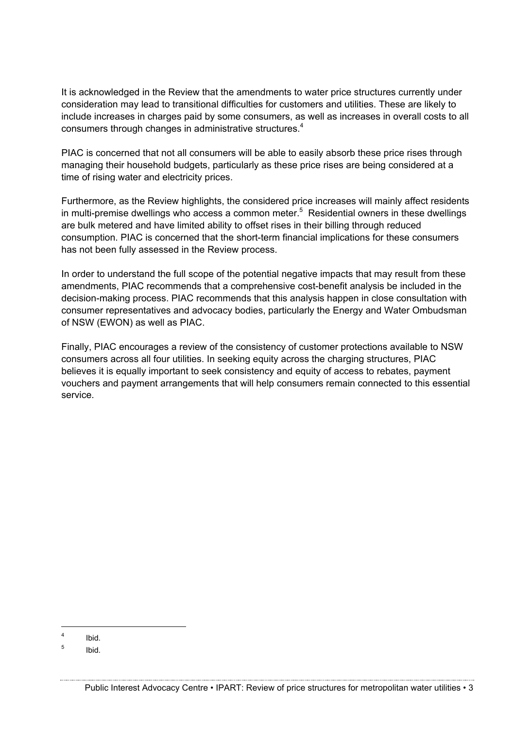It is acknowledged in the Review that the amendments to water price structures currently under consideration may lead to transitional difficulties for customers and utilities. These are likely to include increases in charges paid by some consumers, as well as increases in overall costs to all consumers through changes in administrative structures.[4]

PIAC is concerned that not all consumers will be able to easily absorb these price rises through managing their household budgets, particularly as these price rises are being considered at a time of rising water and electricity prices.

Furthermore, as the Review highlights, the considered price increases will mainly affect residents in multi-premise dwellings who access a common meter.[5] Residential owners in these dwellings are bulk metered and have limited ability to offset rises in their billing through reduced consumption. PIAC is concerned that the short-term financial implications for these consumers has not been fully assessed in the Review process.

In order to understand the full scope of the potential negative impacts that may result from these amendments, PIAC recommends that a comprehensive cost-benefit analysis be included in the decision-making process. PIAC recommends that this analysis happen in close consultation with consumer representatives and advocacy bodies, particularly the Energy and Water Ombudsman of NSW (EWON) as well as PIAC.

Finally, PIAC encourages a review of the consistency of customer protections available to NSW consumers across all four utilities. In seeking equity across the charging structures, PIAC believes it is equally important to seek consistency and equity of access to rebates, payment vouchers and payment arrangements that will help consumers remain connected to this essential service.

---

[4] Ibid.

[5] Ibid.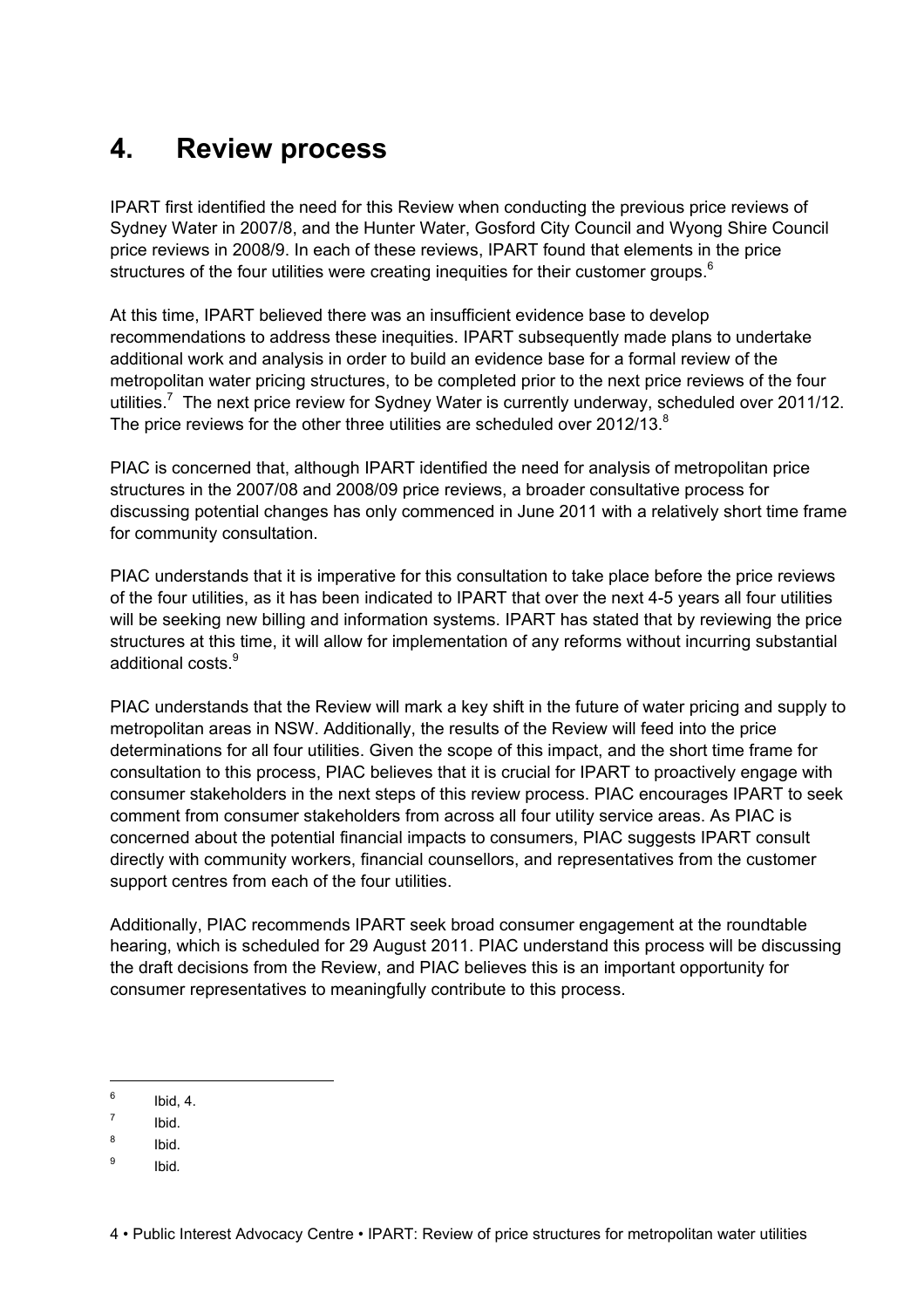# 4. Review process

IPART first identified the need for this Review when conducting the previous price reviews of Sydney Water in 2007/8, and the Hunter Water, Gosford City Council and Wyong Shire Council price reviews in 2008/9. In each of these reviews, IPART found that elements in the price structures of the four utilities were creating inequities for their customer groups.[6]

At this time, IPART believed there was an insufficient evidence base to develop recommendations to address these inequities. IPART subsequently made plans to undertake additional work and analysis in order to build an evidence base for a formal review of the metropolitan water pricing structures, to be completed prior to the next price reviews of the four utilities.[7] The next price review for Sydney Water is currently underway, scheduled over 2011/12. The price reviews for the other three utilities are scheduled over 2012/13.[8]

PIAC is concerned that, although IPART identified the need for analysis of metropolitan price structures in the 2007/08 and 2008/09 price reviews, a broader consultative process for discussing potential changes has only commenced in June 2011 with a relatively short time frame for community consultation.

PIAC understands that it is imperative for this consultation to take place before the price reviews of the four utilities, as it has been indicated to IPART that over the next 4-5 years all four utilities will be seeking new billing and information systems. IPART has stated that by reviewing the price structures at this time, it will allow for implementation of any reforms without incurring substantial additional costs.[9]

PIAC understands that the Review will mark a key shift in the future of water pricing and supply to metropolitan areas in NSW. Additionally, the results of the Review will feed into the price determinations for all four utilities. Given the scope of this impact, and the short time frame for consultation to this process, PIAC believes that it is crucial for IPART to proactively engage with consumer stakeholders in the next steps of this review process. PIAC encourages IPART to seek comment from consumer stakeholders from across all four utility service areas. As PIAC is concerned about the potential financial impacts to consumers, PIAC suggests IPART consult directly with community workers, financial counsellors, and representatives from the customer support centres from each of the four utilities.

Additionally, PIAC recommends IPART seek broad consumer engagement at the roundtable hearing, which is scheduled for 29 August 2011. PIAC understand this process will be discussing the draft decisions from the Review, and PIAC believes this is an important opportunity for consumer representatives to meaningfully contribute to this process.

---

[6] Ibid, 4.

[7] Ibid.

[8] Ibid.

[9] Ibid.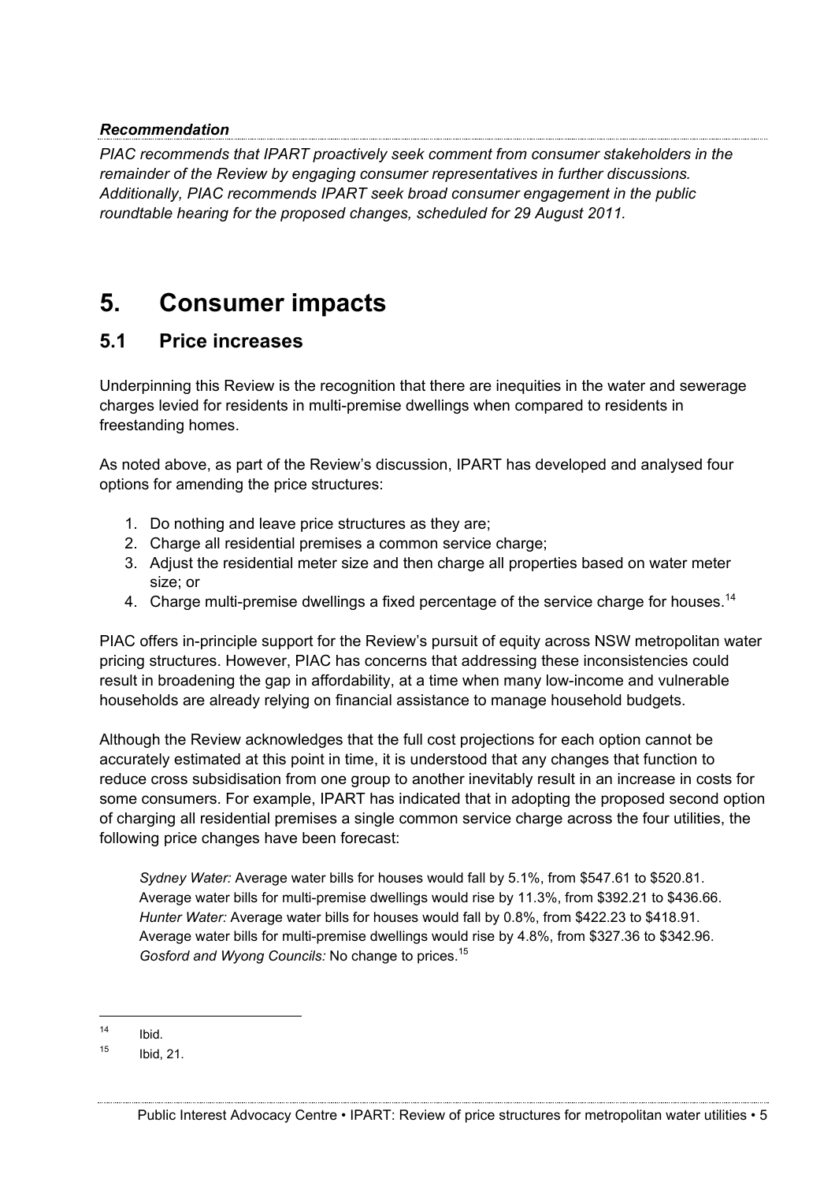***Recommendation***

*PIAC recommends that IPART proactively seek comment from consumer stakeholders in the remainder of the Review by engaging consumer representatives in further discussions. Additionally, PIAC recommends IPART seek broad consumer engagement in the public roundtable hearing for the proposed changes, scheduled for 29 August 2011.*

# 5. Consumer impacts

## 5.1 Price increases

Underpinning this Review is the recognition that there are inequities in the water and sewerage charges levied for residents in multi-premise dwellings when compared to residents in freestanding homes.

As noted above, as part of the Review's discussion, IPART has developed and analysed four options for amending the price structures:

1. Do nothing and leave price structures as they are;
2. Charge all residential premises a common service charge;
3. Adjust the residential meter size and then charge all properties based on water meter size; or
4. Charge multi-premise dwellings a fixed percentage of the service charge for houses.[14]

PIAC offers in-principle support for the Review's pursuit of equity across NSW metropolitan water pricing structures. However, PIAC has concerns that addressing these inconsistencies could result in broadening the gap in affordability, at a time when many low-income and vulnerable households are already relying on financial assistance to manage household budgets.

Although the Review acknowledges that the full cost projections for each option cannot be accurately estimated at this point in time, it is understood that any changes that function to reduce cross subsidisation from one group to another inevitably result in an increase in costs for some consumers. For example, IPART has indicated that in adopting the proposed second option of charging all residential premises a single common service charge across the four utilities, the following price changes have been forecast:

> *Sydney Water:* Average water bills for houses would fall by 5.1%, from $547.61 to $520.81. Average water bills for multi-premise dwellings would rise by 11.3%, from $392.21 to $436.66.
> *Hunter Water:* Average water bills for houses would fall by 0.8%, from $422.23 to $418.91. Average water bills for multi-premise dwellings would rise by 4.8%, from $327.36 to $342.96.
> *Gosford and Wyong Councils:* No change to prices.[15]

---

[14] Ibid.

[15] Ibid, 21.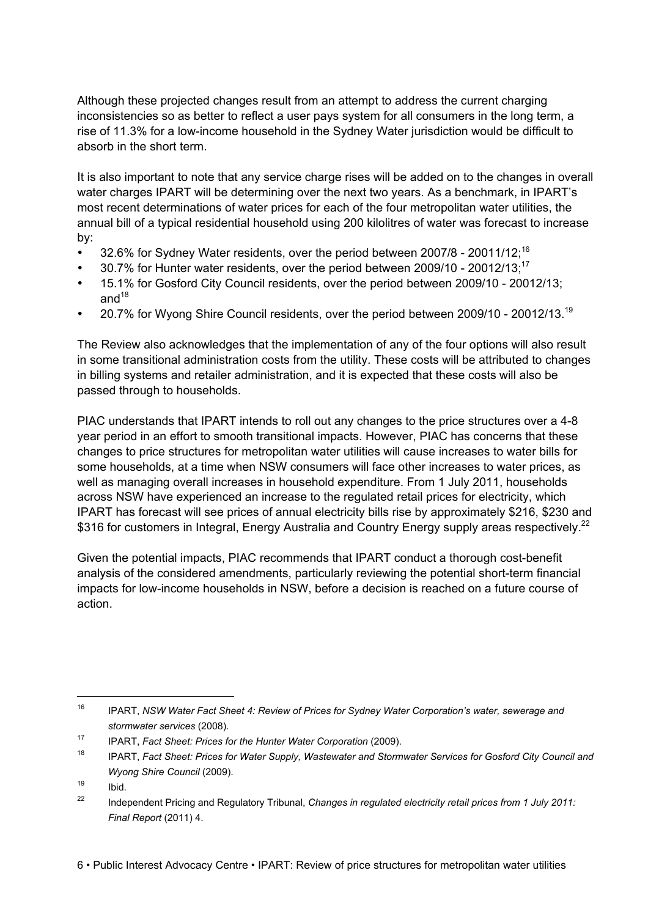Although these projected changes result from an attempt to address the current charging inconsistencies so as better to reflect a user pays system for all consumers in the long term, a rise of 11.3% for a low-income household in the Sydney Water jurisdiction would be difficult to absorb in the short term.

It is also important to note that any service charge rises will be added on to the changes in overall water charges IPART will be determining over the next two years. As a benchmark, in IPART's most recent determinations of water prices for each of the four metropolitan water utilities, the annual bill of a typical residential household using 200 kilolitres of water was forecast to increase by:

- 32.6% for Sydney Water residents, over the period between 2007/8 - 20011/12;[16]
- 30.7% for Hunter water residents, over the period between 2009/10 - 20012/13;[17]
- 15.1% for Gosford City Council residents, over the period between 2009/10 - 20012/13; and[18]
- 20.7% for Wyong Shire Council residents, over the period between 2009/10 - 20012/13.[19]

The Review also acknowledges that the implementation of any of the four options will also result in some transitional administration costs from the utility. These costs will be attributed to changes in billing systems and retailer administration, and it is expected that these costs will also be passed through to households.

PIAC understands that IPART intends to roll out any changes to the price structures over a 4-8 year period in an effort to smooth transitional impacts. However, PIAC has concerns that these changes to price structures for metropolitan water utilities will cause increases to water bills for some households, at a time when NSW consumers will face other increases to water prices, as well as managing overall increases in household expenditure. From 1 July 2011, households across NSW have experienced an increase to the regulated retail prices for electricity, which IPART has forecast will see prices of annual electricity bills rise by approximately $216, $230 and $316 for customers in Integral, Energy Australia and Country Energy supply areas respectively.[22]

Given the potential impacts, PIAC recommends that IPART conduct a thorough cost-benefit analysis of the considered amendments, particularly reviewing the potential short-term financial impacts for low-income households in NSW, before a decision is reached on a future course of action.

---

[16] IPART, *NSW Water Fact Sheet 4: Review of Prices for Sydney Water Corporation's water, sewerage and stormwater services* (2008).

[17] IPART, *Fact Sheet: Prices for the Hunter Water Corporation* (2009).

[18] IPART, *Fact Sheet: Prices for Water Supply, Wastewater and Stormwater Services for Gosford City Council and Wyong Shire Council* (2009).

[19] Ibid.

[22] Independent Pricing and Regulatory Tribunal, *Changes in regulated electricity retail prices from 1 July 2011: Final Report* (2011) 4.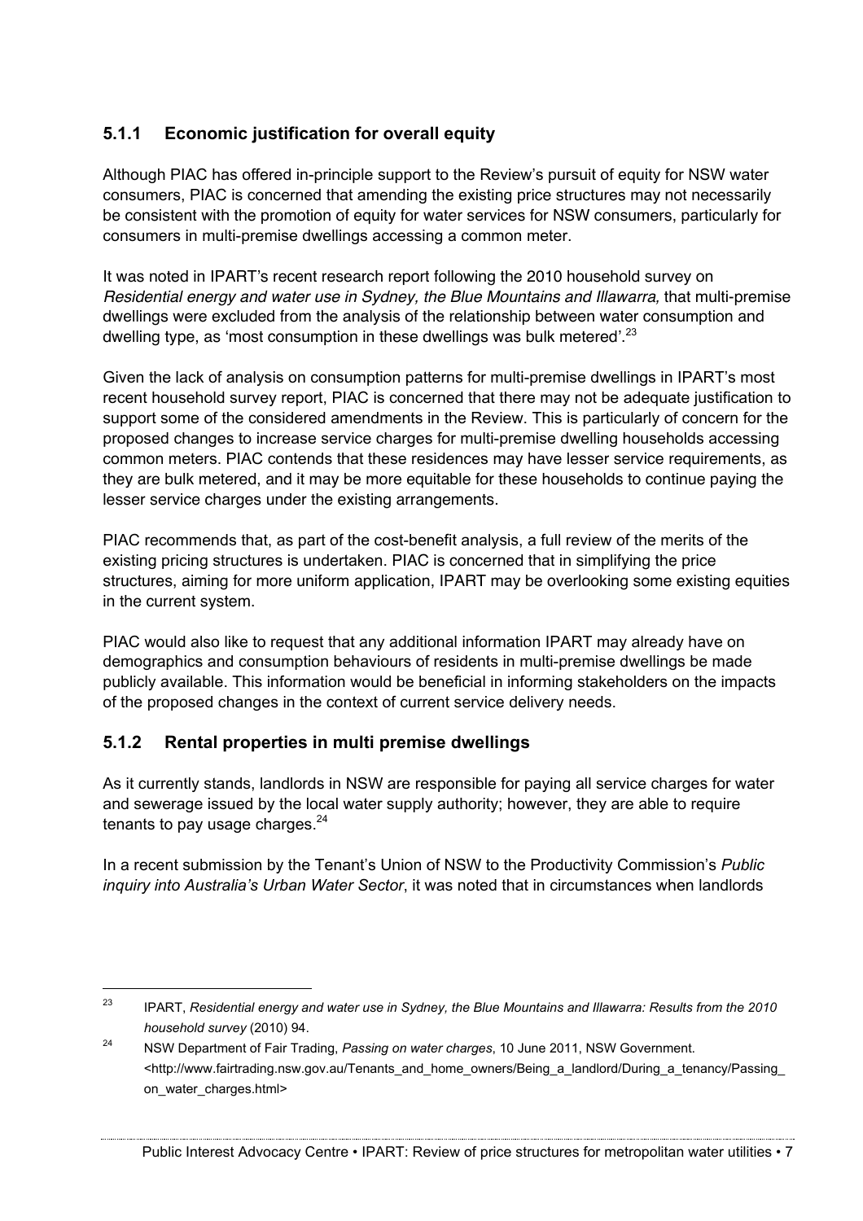### 5.1.1 Economic justification for overall equity

Although PIAC has offered in-principle support to the Review's pursuit of equity for NSW water consumers, PIAC is concerned that amending the existing price structures may not necessarily be consistent with the promotion of equity for water services for NSW consumers, particularly for consumers in multi-premise dwellings accessing a common meter.

It was noted in IPART's recent research report following the 2010 household survey on *Residential energy and water use in Sydney, the Blue Mountains and Illawarra,* that multi-premise dwellings were excluded from the analysis of the relationship between water consumption and dwelling type, as 'most consumption in these dwellings was bulk metered'.[23]

Given the lack of analysis on consumption patterns for multi-premise dwellings in IPART's most recent household survey report, PIAC is concerned that there may not be adequate justification to support some of the considered amendments in the Review. This is particularly of concern for the proposed changes to increase service charges for multi-premise dwelling households accessing common meters. PIAC contends that these residences may have lesser service requirements, as they are bulk metered, and it may be more equitable for these households to continue paying the lesser service charges under the existing arrangements.

PIAC recommends that, as part of the cost-benefit analysis, a full review of the merits of the existing pricing structures is undertaken. PIAC is concerned that in simplifying the price structures, aiming for more uniform application, IPART may be overlooking some existing equities in the current system.

PIAC would also like to request that any additional information IPART may already have on demographics and consumption behaviours of residents in multi-premise dwellings be made publicly available. This information would be beneficial in informing stakeholders on the impacts of the proposed changes in the context of current service delivery needs.

### 5.1.2 Rental properties in multi premise dwellings

As it currently stands, landlords in NSW are responsible for paying all service charges for water and sewerage issued by the local water supply authority; however, they are able to require tenants to pay usage charges.[24]

In a recent submission by the Tenant's Union of NSW to the Productivity Commission's *Public inquiry into Australia's Urban Water Sector*, it was noted that in circumstances when landlords

---

[23] IPART, *Residential energy and water use in Sydney, the Blue Mountains and Illawarra: Results from the 2010 household survey* (2010) 94.

[24] NSW Department of Fair Trading, *Passing on water charges*, 10 June 2011, NSW Government. <http://www.fairtrading.nsw.gov.au/Tenants_and_home_owners/Being_a_landlord/During_a_tenancy/Passing_on_water_charges.html>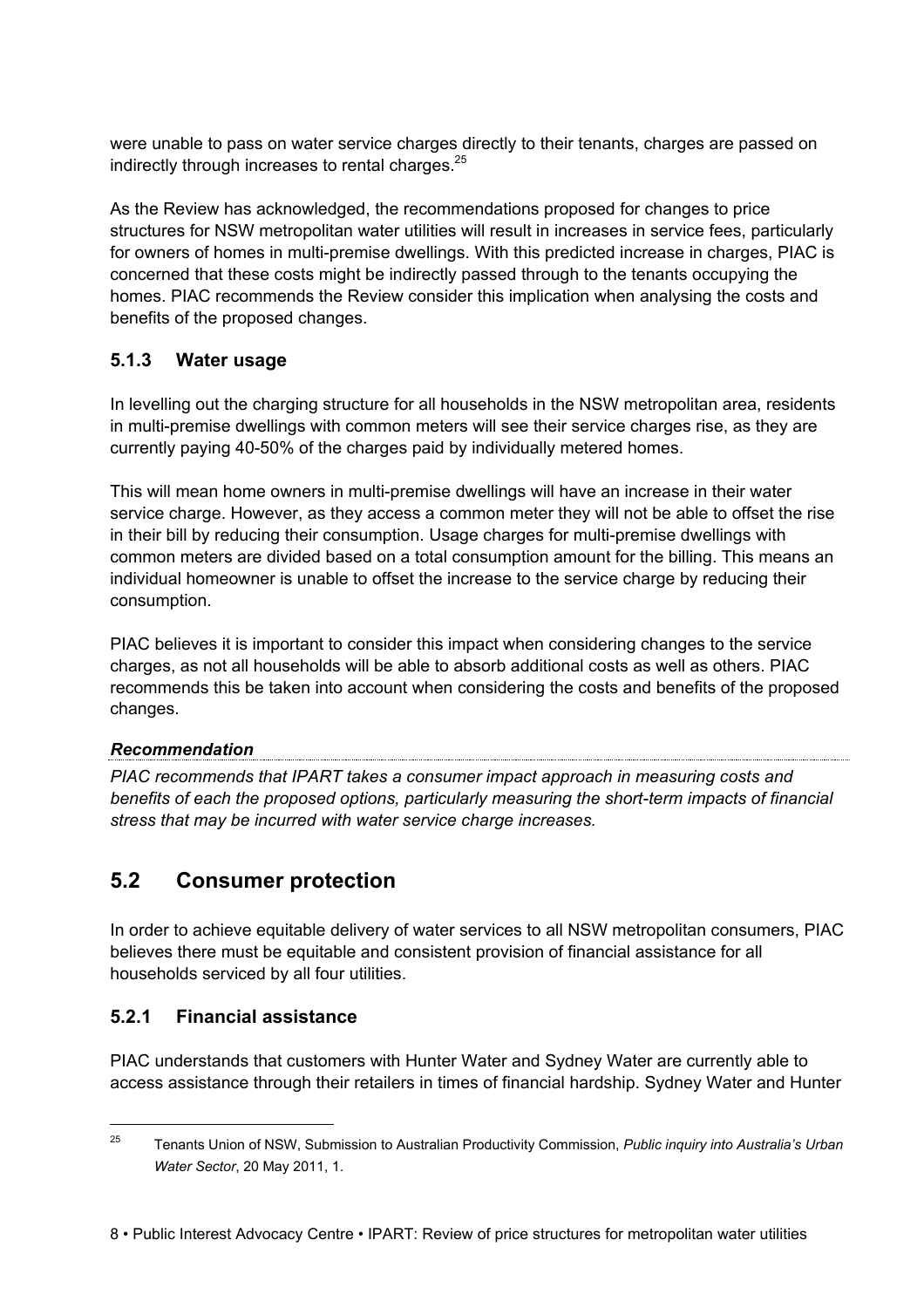were unable to pass on water service charges directly to their tenants, charges are passed on indirectly through increases to rental charges.[25]

As the Review has acknowledged, the recommendations proposed for changes to price structures for NSW metropolitan water utilities will result in increases in service fees, particularly for owners of homes in multi-premise dwellings. With this predicted increase in charges, PIAC is concerned that these costs might be indirectly passed through to the tenants occupying the homes. PIAC recommends the Review consider this implication when analysing the costs and benefits of the proposed changes.

### 5.1.3 Water usage

In levelling out the charging structure for all households in the NSW metropolitan area, residents in multi-premise dwellings with common meters will see their service charges rise, as they are currently paying 40-50% of the charges paid by individually metered homes.

This will mean home owners in multi-premise dwellings will have an increase in their water service charge. However, as they access a common meter they will not be able to offset the rise in their bill by reducing their consumption. Usage charges for multi-premise dwellings with common meters are divided based on a total consumption amount for the billing. This means an individual homeowner is unable to offset the increase to the service charge by reducing their consumption.

PIAC believes it is important to consider this impact when considering changes to the service charges, as not all households will be able to absorb additional costs as well as others. PIAC recommends this be taken into account when considering the costs and benefits of the proposed changes.

***Recommendation***

*PIAC recommends that IPART takes a consumer impact approach in measuring costs and benefits of each the proposed options, particularly measuring the short-term impacts of financial stress that may be incurred with water service charge increases.*

## 5.2 Consumer protection

In order to achieve equitable delivery of water services to all NSW metropolitan consumers, PIAC believes there must be equitable and consistent provision of financial assistance for all households serviced by all four utilities.

### 5.2.1 Financial assistance

PIAC understands that customers with Hunter Water and Sydney Water are currently able to access assistance through their retailers in times of financial hardship. Sydney Water and Hunter

---

[25] Tenants Union of NSW, Submission to Australian Productivity Commission, *Public inquiry into Australia's Urban Water Sector*, 20 May 2011, 1.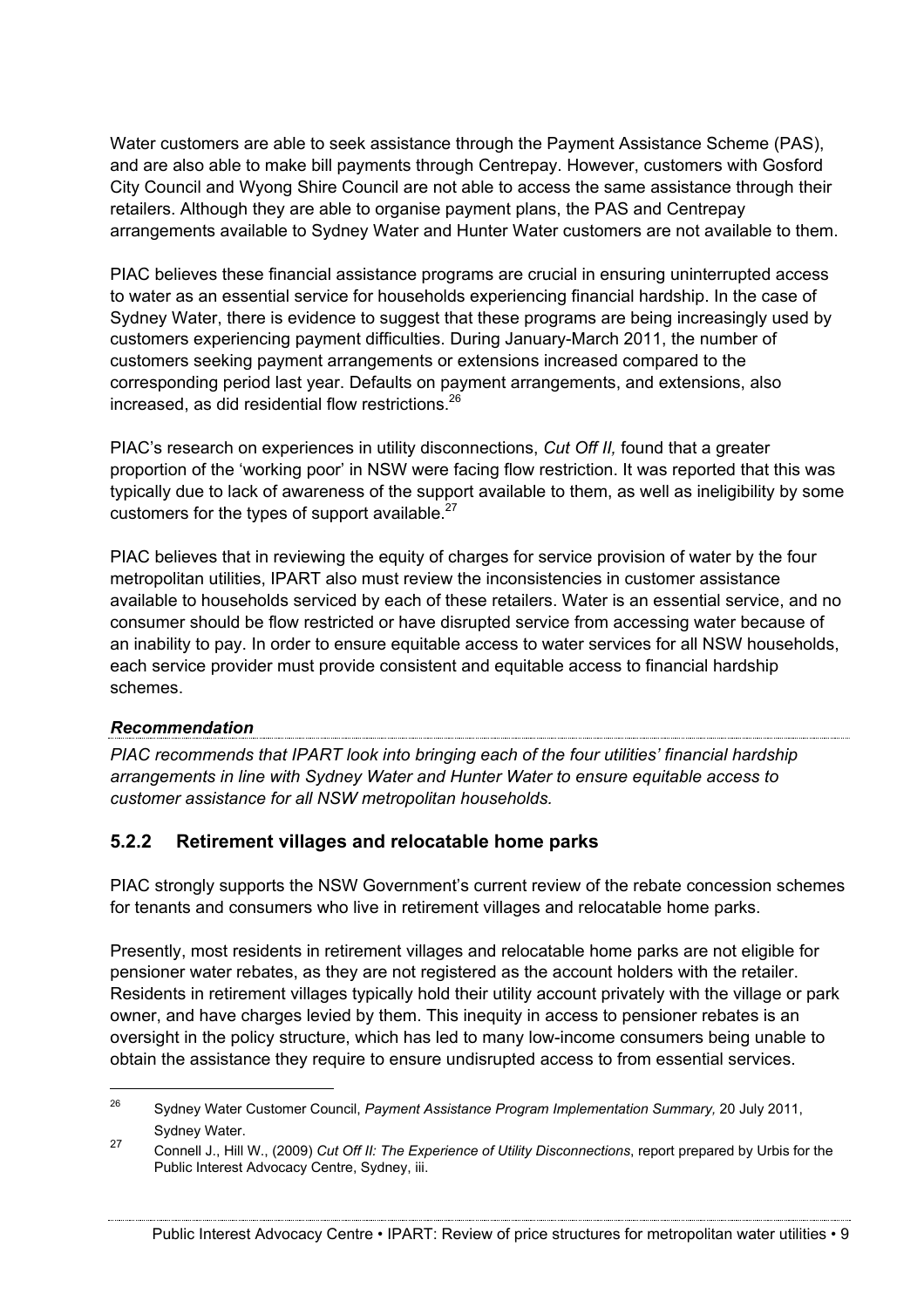Water customers are able to seek assistance through the Payment Assistance Scheme (PAS), and are also able to make bill payments through Centrepay. However, customers with Gosford City Council and Wyong Shire Council are not able to access the same assistance through their retailers. Although they are able to organise payment plans, the PAS and Centrepay arrangements available to Sydney Water and Hunter Water customers are not available to them.

PIAC believes these financial assistance programs are crucial in ensuring uninterrupted access to water as an essential service for households experiencing financial hardship. In the case of Sydney Water, there is evidence to suggest that these programs are being increasingly used by customers experiencing payment difficulties. During January-March 2011, the number of customers seeking payment arrangements or extensions increased compared to the corresponding period last year. Defaults on payment arrangements, and extensions, also increased, as did residential flow restrictions.[26]

PIAC's research on experiences in utility disconnections, *Cut Off II,* found that a greater proportion of the 'working poor' in NSW were facing flow restriction. It was reported that this was typically due to lack of awareness of the support available to them, as well as ineligibility by some customers for the types of support available.[27]

PIAC believes that in reviewing the equity of charges for service provision of water by the four metropolitan utilities, IPART also must review the inconsistencies in customer assistance available to households serviced by each of these retailers. Water is an essential service, and no consumer should be flow restricted or have disrupted service from accessing water because of an inability to pay. In order to ensure equitable access to water services for all NSW households, each service provider must provide consistent and equitable access to financial hardship schemes.

***Recommendation***

*PIAC recommends that IPART look into bringing each of the four utilities' financial hardship arrangements in line with Sydney Water and Hunter Water to ensure equitable access to customer assistance for all NSW metropolitan households.*

### 5.2.2 Retirement villages and relocatable home parks

PIAC strongly supports the NSW Government's current review of the rebate concession schemes for tenants and consumers who live in retirement villages and relocatable home parks.

Presently, most residents in retirement villages and relocatable home parks are not eligible for pensioner water rebates, as they are not registered as the account holders with the retailer. Residents in retirement villages typically hold their utility account privately with the village or park owner, and have charges levied by them. This inequity in access to pensioner rebates is an oversight in the policy structure, which has led to many low-income consumers being unable to obtain the assistance they require to ensure undisrupted access to from essential services.

---

[26] Sydney Water Customer Council, *Payment Assistance Program Implementation Summary,* 20 July 2011, Sydney Water.

[27] Connell J., Hill W., (2009) *Cut Off II: The Experience of Utility Disconnections*, report prepared by Urbis for the Public Interest Advocacy Centre, Sydney, iii.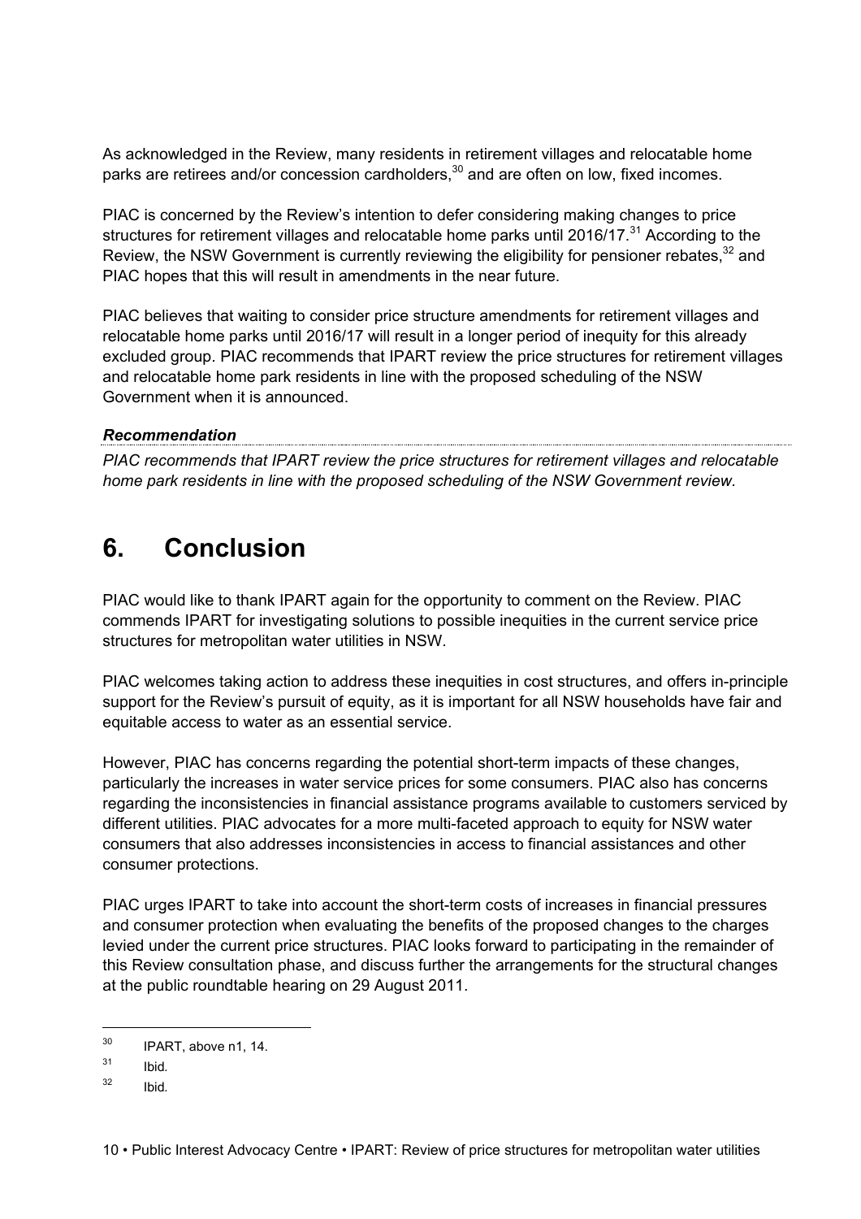As acknowledged in the Review, many residents in retirement villages and relocatable home parks are retirees and/or concession cardholders,[30] and are often on low, fixed incomes.

PIAC is concerned by the Review's intention to defer considering making changes to price structures for retirement villages and relocatable home parks until 2016/17.[31] According to the Review, the NSW Government is currently reviewing the eligibility for pensioner rebates,[32] and PIAC hopes that this will result in amendments in the near future.

PIAC believes that waiting to consider price structure amendments for retirement villages and relocatable home parks until 2016/17 will result in a longer period of inequity for this already excluded group. PIAC recommends that IPART review the price structures for retirement villages and relocatable home park residents in line with the proposed scheduling of the NSW Government when it is announced.

***Recommendation***

*PIAC recommends that IPART review the price structures for retirement villages and relocatable home park residents in line with the proposed scheduling of the NSW Government review.*

# 6. Conclusion

PIAC would like to thank IPART again for the opportunity to comment on the Review. PIAC commends IPART for investigating solutions to possible inequities in the current service price structures for metropolitan water utilities in NSW.

PIAC welcomes taking action to address these inequities in cost structures, and offers in-principle support for the Review's pursuit of equity, as it is important for all NSW households have fair and equitable access to water as an essential service.

However, PIAC has concerns regarding the potential short-term impacts of these changes, particularly the increases in water service prices for some consumers. PIAC also has concerns regarding the inconsistencies in financial assistance programs available to customers serviced by different utilities. PIAC advocates for a more multi-faceted approach to equity for NSW water consumers that also addresses inconsistencies in access to financial assistances and other consumer protections.

PIAC urges IPART to take into account the short-term costs of increases in financial pressures and consumer protection when evaluating the benefits of the proposed changes to the charges levied under the current price structures. PIAC looks forward to participating in the remainder of this Review consultation phase, and discuss further the arrangements for the structural changes at the public roundtable hearing on 29 August 2011.

---

[30] IPART, above n1, 14.

[31] Ibid.

[32] Ibid.